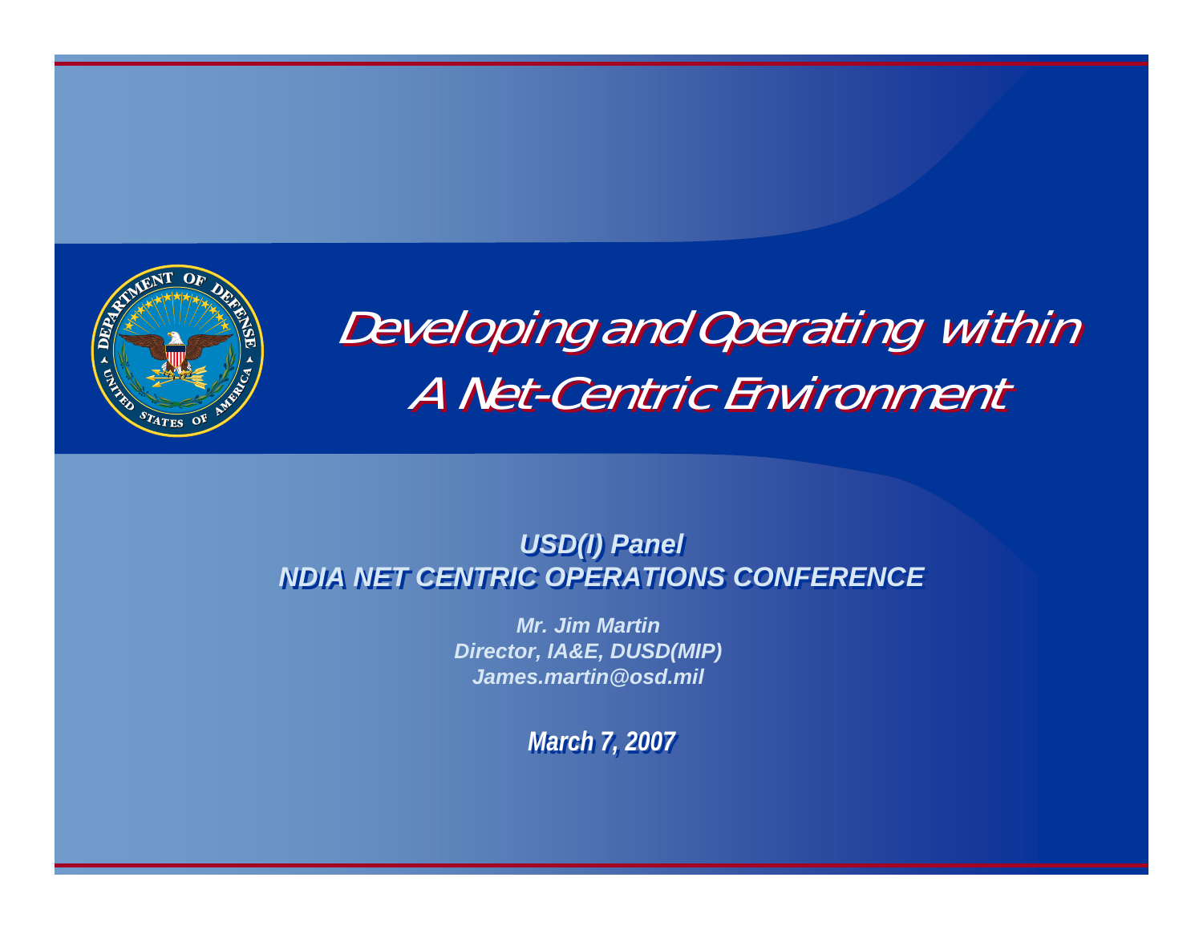# Developing and Operating within A Net-Centric Environment

**USD(I) Panel**
**NDIA NET CENTRIC OPERATIONS CONFERENCE**

*Mr. Jim Martin*
*Director, IA&E, DUSD(MIP)*
*James.martin@osd.mil*

**March 7, 2007**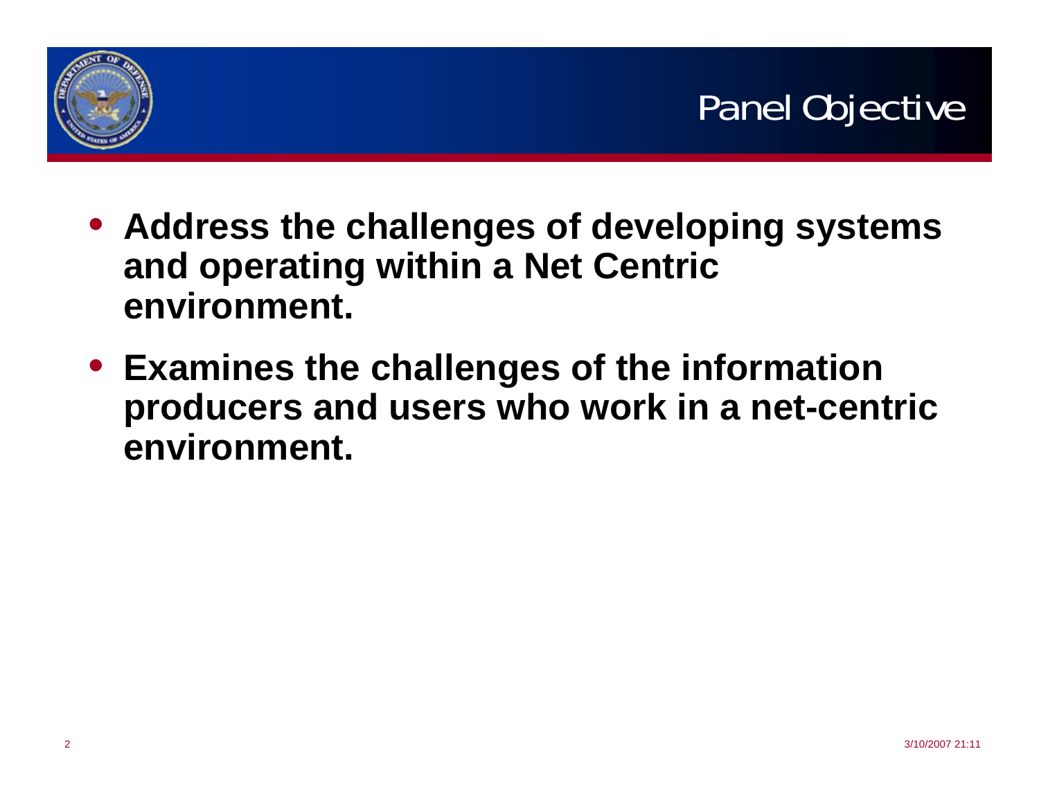# Panel Objective

- **Address the challenges of developing systems and operating within a Net Centric environment.**
- **Examines the challenges of the information producers and users who work in a net-centric environment.**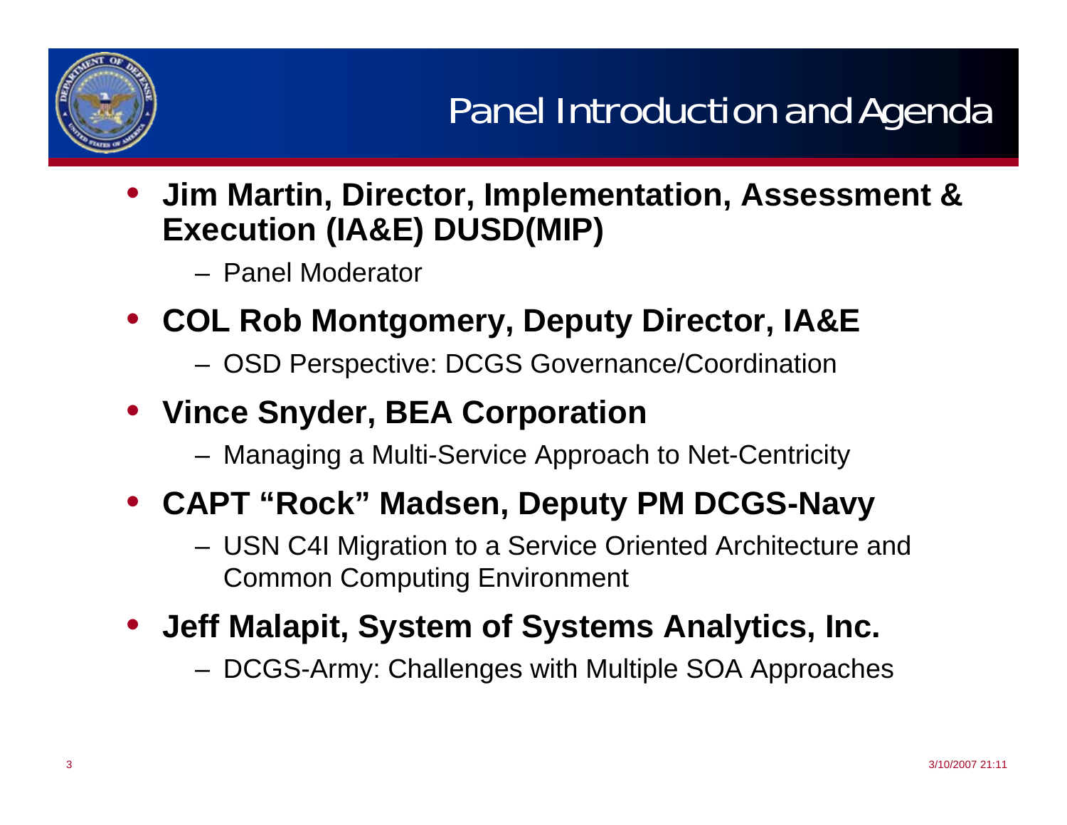# Panel Introduction and Agenda

- **Jim Martin, Director, Implementation, Assessment & Execution (IA&E) DUSD(MIP)**
  - Panel Moderator
- **COL Rob Montgomery, Deputy Director, IA&E**
  - OSD Perspective: DCGS Governance/Coordination
- **Vince Snyder, BEA Corporation**
  - Managing a Multi-Service Approach to Net-Centricity
- **CAPT "Rock" Madsen, Deputy PM DCGS-Navy**
  - USN C4I Migration to a Service Oriented Architecture and Common Computing Environment
- **Jeff Malapit, System of Systems Analytics, Inc.**
  - DCGS-Army: Challenges with Multiple SOA Approaches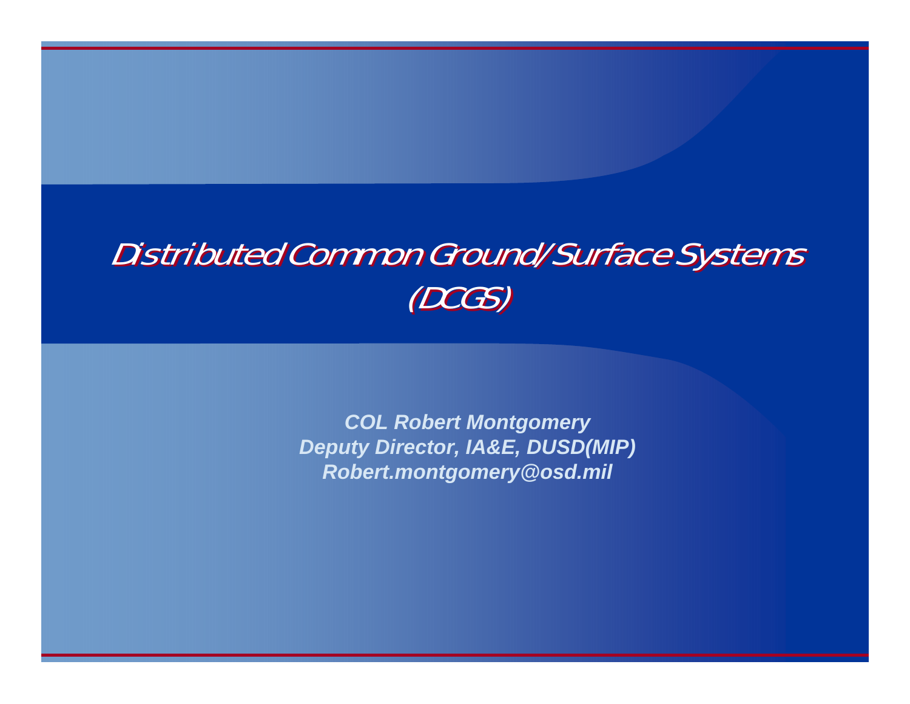# Distributed Common Ground/Surface Systems (DCGS)

***COL Robert Montgomery***
***Deputy Director, IA&E, DUSD(MIP)***
***Robert.montgomery@osd.mil***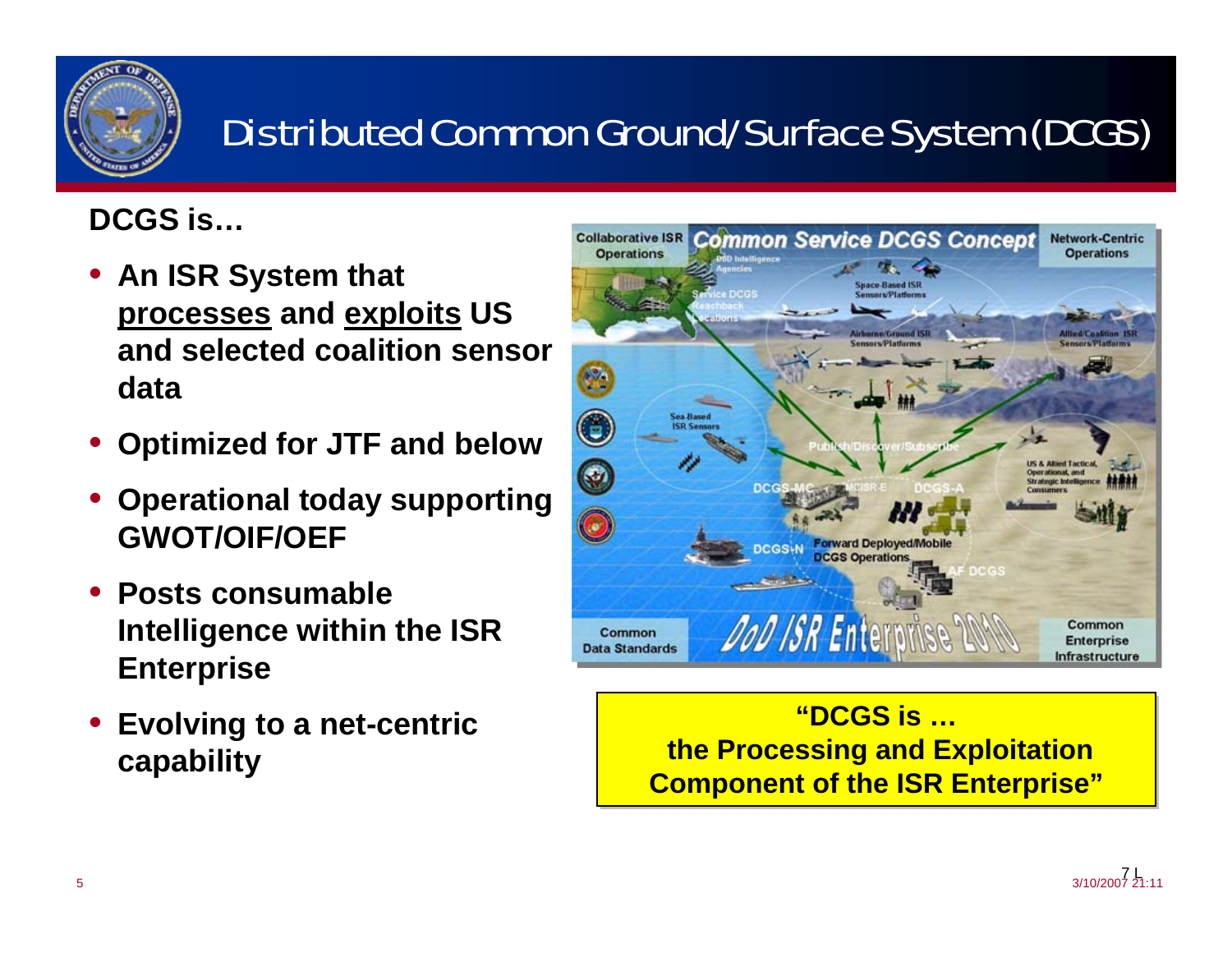# Distributed Common Ground/Surface System (DCGS)

**DCGS is…**

- **An ISR System that processes and exploits US and selected coalition sensor data**
- **Optimized for JTF and below**
- **Operational today supporting GWOT/OIF/OEF**
- **Posts consumable Intelligence within the ISR Enterprise**
- **Evolving to a net-centric capability**

**"DCGS is … the Processing and Exploitation Component of the ISR Enterprise"**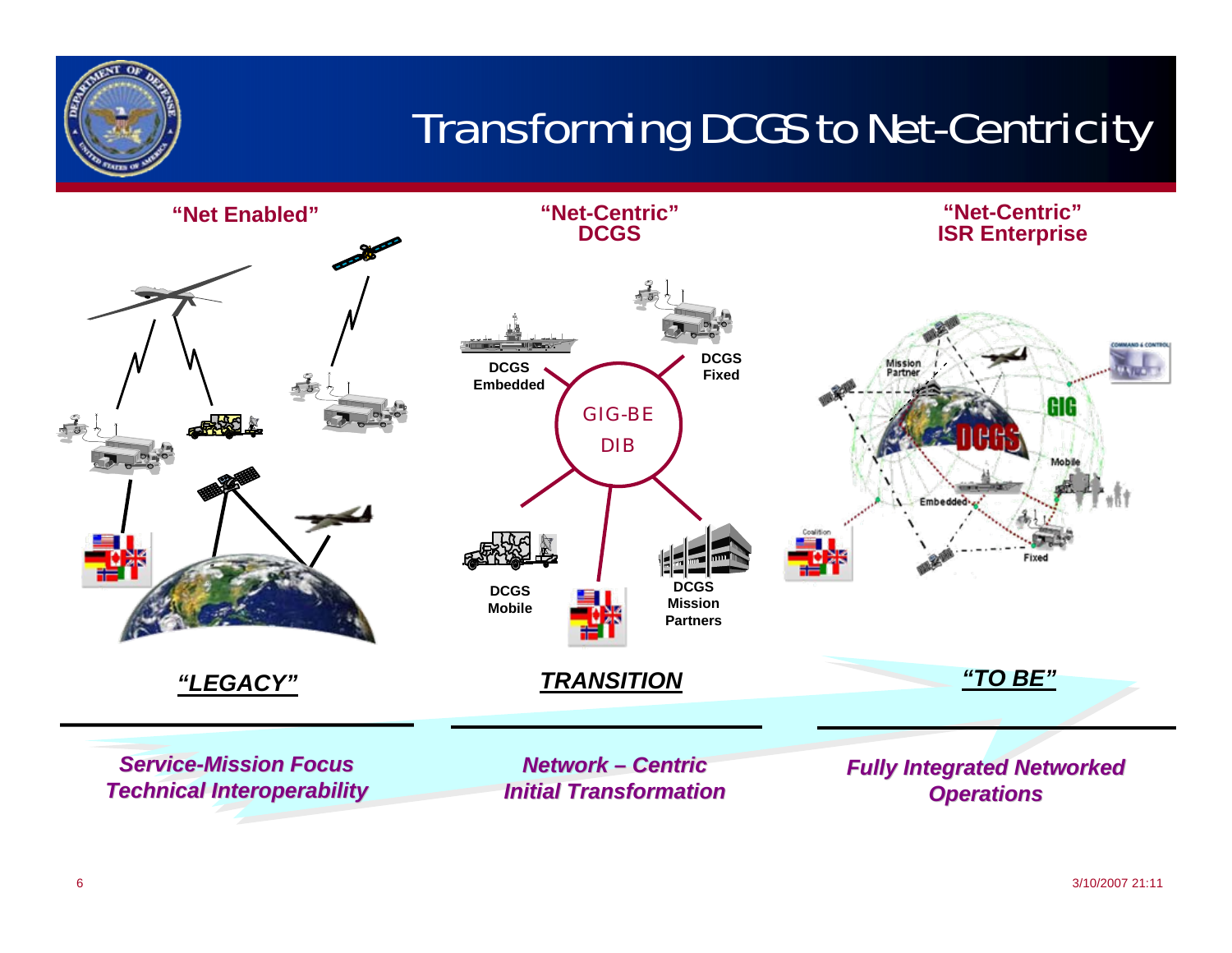# Transforming DCGS to Net-Centricity

**"Net Enabled"**

**"Net-Centric" DCGS**

DCGS Embedded

DCGS Fixed

GIG-BE

DIB

DCGS Mobile

DCGS Mission Partners

**"Net-Centric" ISR Enterprise**

Mission Partner

COMMAND & CONTROL

GIG

DCGS

Mobile

Embedded

Coalition

Fixed

***"LEGACY"***

***TRANSITION***

***"TO BE"***

***Service-Mission Focus***
***Technical Interoperability***

***Network – Centric***
***Initial Transformation***

***Fully Integrated Networked Operations***

3/10/2007 21:11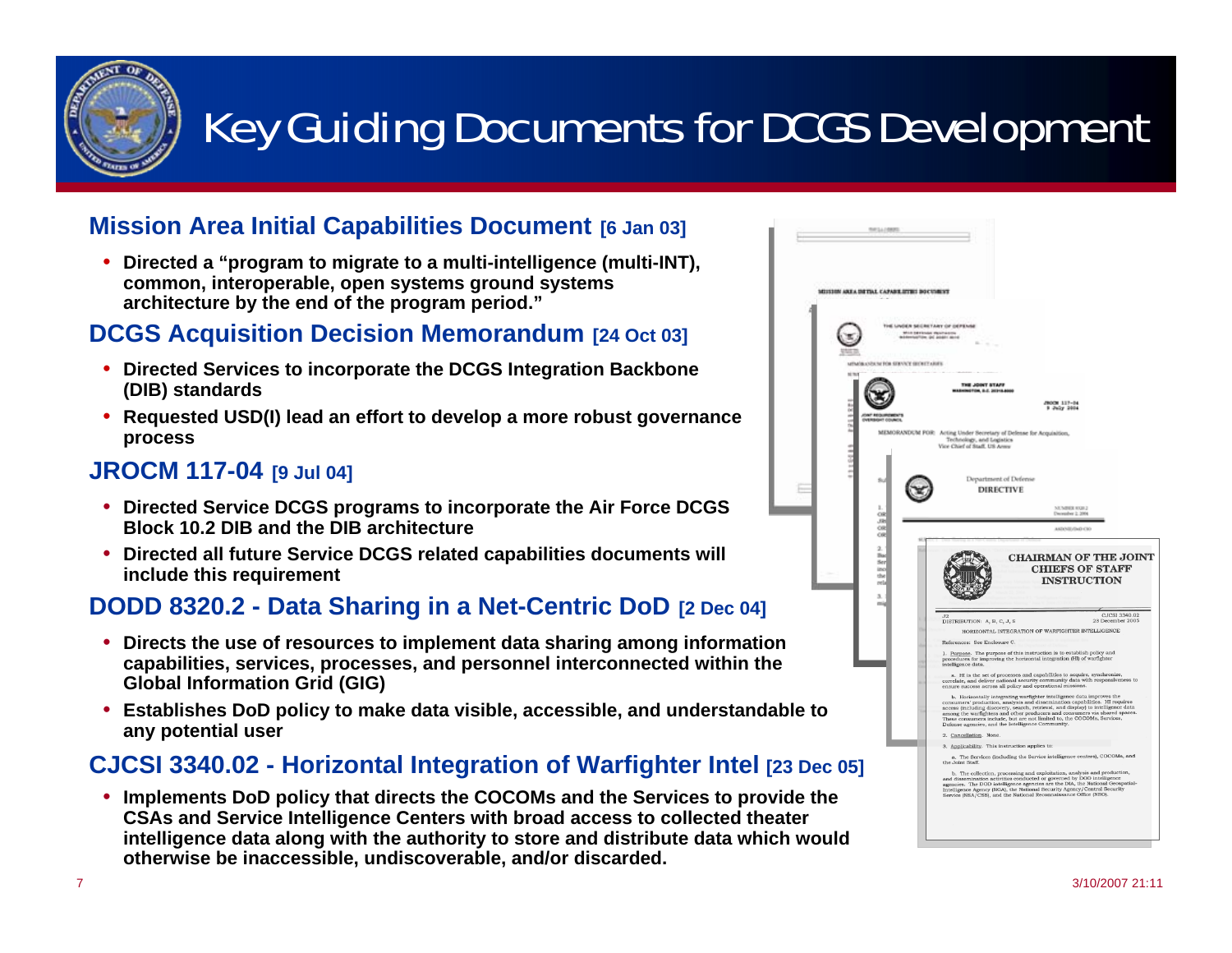# Key Guiding Documents for DCGS Development

## Mission Area Initial Capabilities Document [6 Jan 03]

- Directed a "program to migrate to a multi-intelligence (multi-INT), common, interoperable, open systems ground systems architecture by the end of the program period."

## DCGS Acquisition Decision Memorandum [24 Oct 03]

- Directed Services to incorporate the DCGS Integration Backbone (DIB) standards
- Requested USD(I) lead an effort to develop a more robust governance process

## JROCM 117-04 [9 Jul 04]

- Directed Service DCGS programs to incorporate the Air Force DCGS Block 10.2 DIB and the DIB architecture
- Directed all future Service DCGS related capabilities documents will include this requirement

## DODD 8320.2 - Data Sharing in a Net-Centric DoD [2 Dec 04]

- Directs the use of resources to implement data sharing among information capabilities, services, processes, and personnel interconnected within the Global Information Grid (GIG)
- Establishes DoD policy to make data visible, accessible, and understandable to any potential user

## CJCSI 3340.02 - Horizontal Integration of Warfighter Intel [23 Dec 05]

- Implements DoD policy that directs the COCOMs and the Services to provide the CSAs and Service Intelligence Centers with broad access to collected theater intelligence data along with the authority to store and distribute data which would otherwise be inaccessible, undiscoverable, and/or discarded.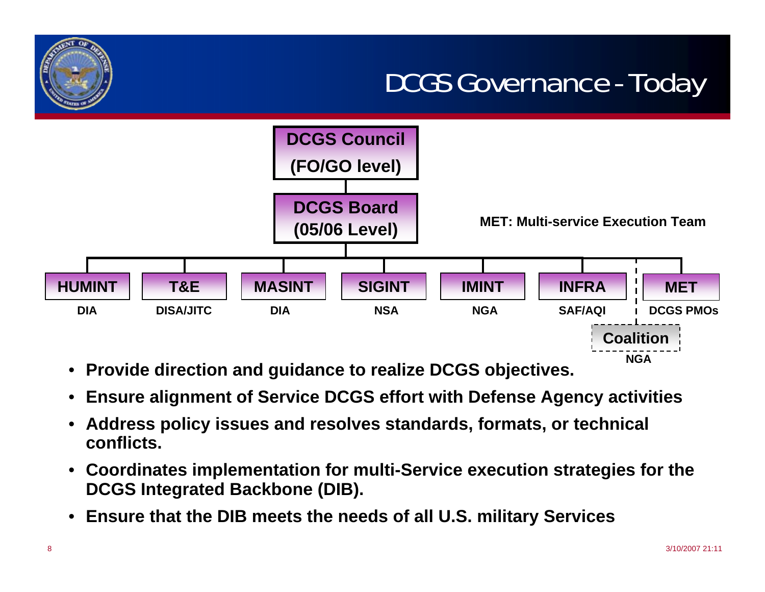# DCGS Governance - Today

**DCGS Council (FO/GO level)**

**DCGS Board (05/06 Level)**

**MET: Multi-service Execution Team**

| HUMINT | T&E | MASINT | SIGINT | IMINT | INFRA | MET |
|---|---|---|---|---|---|---|
| DIA | DISA/JITC | DIA | NSA | NGA | SAF/AQI | DCGS PMOs |

**Coalition**
**NGA**

- **Provide direction and guidance to realize DCGS objectives.**
- **Ensure alignment of Service DCGS effort with Defense Agency activities**
- **Address policy issues and resolves standards, formats, or technical conflicts.**
- **Coordinates implementation for multi-Service execution strategies for the DCGS Integrated Backbone (DIB).**
- **Ensure that the DIB meets the needs of all U.S. military Services**

3/10/2007 21:11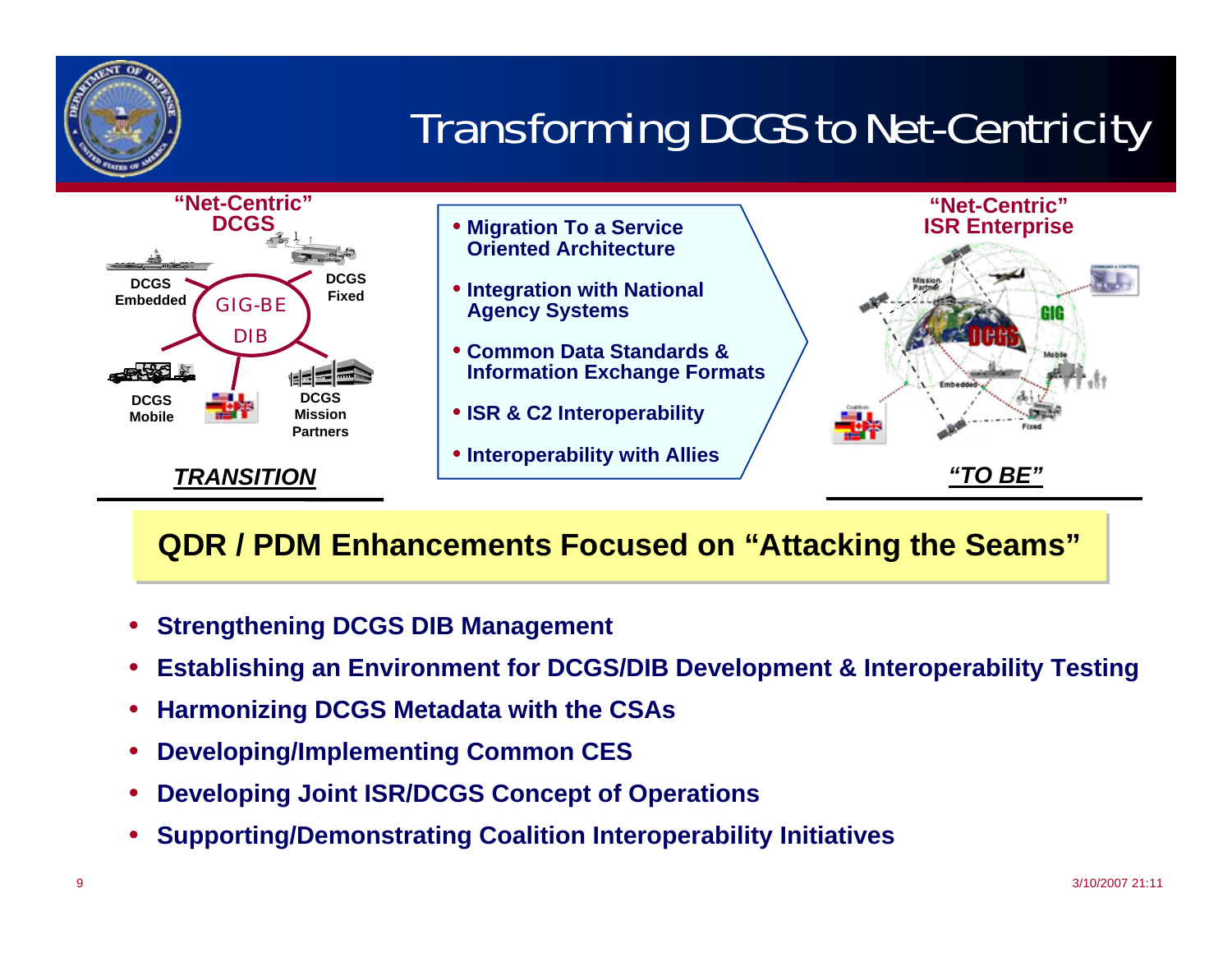# Transforming DCGS to Net-Centricity

**"Net-Centric" DCGS**

DCGS Embedded | DCGS Fixed | GIG-BE DIB | DCGS Mobile | DCGS Mission Partners

***TRANSITION***

- **Migration To a Service Oriented Architecture**
- **Integration with National Agency Systems**
- **Common Data Standards & Information Exchange Formats**
- **ISR & C2 Interoperability**
- **Interoperability with Allies**

**"Net-Centric" ISR Enterprise**

***"TO BE"***

## QDR / PDM Enhancements Focused on "Attacking the Seams"

- **Strengthening DCGS DIB Management**
- **Establishing an Environment for DCGS/DIB Development & Interoperability Testing**
- **Harmonizing DCGS Metadata with the CSAs**
- **Developing/Implementing Common CES**
- **Developing Joint ISR/DCGS Concept of Operations**
- **Supporting/Demonstrating Coalition Interoperability Initiatives**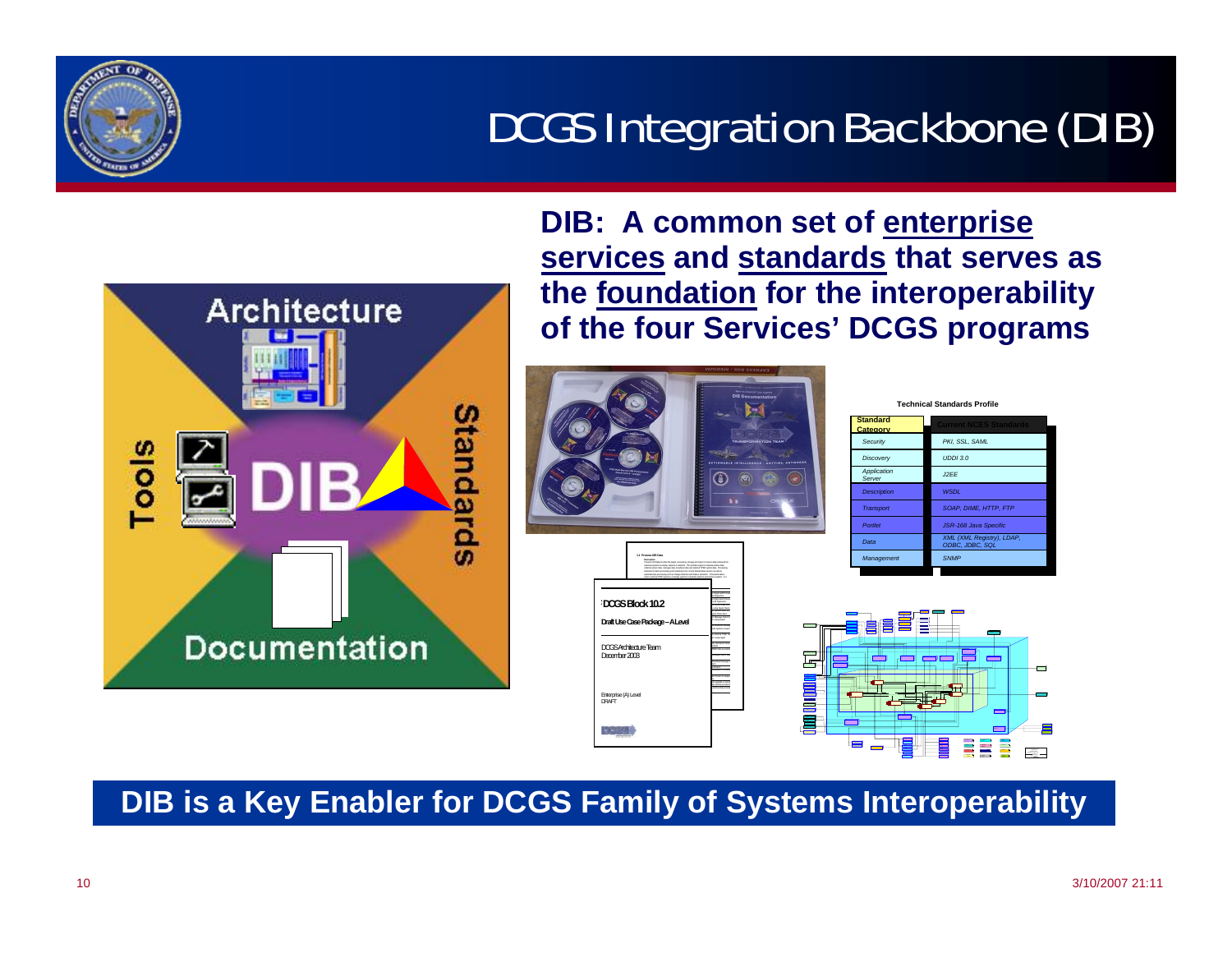# DCGS Integration Backbone (DIB)

**DIB: A common set of <u>enterprise services</u> and <u>standards</u> that serves as the <u>foundation</u> for the interoperability of the four Services' DCGS programs**

Architecture

Tools

DIB

Standards

Documentation

**Technical Standards Profile**

| Standard Category | Current NCES Standards |
|---|---|
| Security | PKI, SSL, SAML |
| Discovery | UDDI 3.0 |
| Application Server | J2EE |
| Description | WSDL |
| Transport | SOAP, DIME, HTTP, FTP |
| Portlet | JSR-168 Java Specific |
| Data | XML (XML Registry), LDAP, ODBC, JDBC, SQL |
| Management | SNMP |

DCGS Block 10.2

Draft Use Case Package – A Level

DCGS Architecture Team
December 2003

Enterprise (A) Level
DRAFT

**DIB is a Key Enabler for DCGS Family of Systems Interoperability**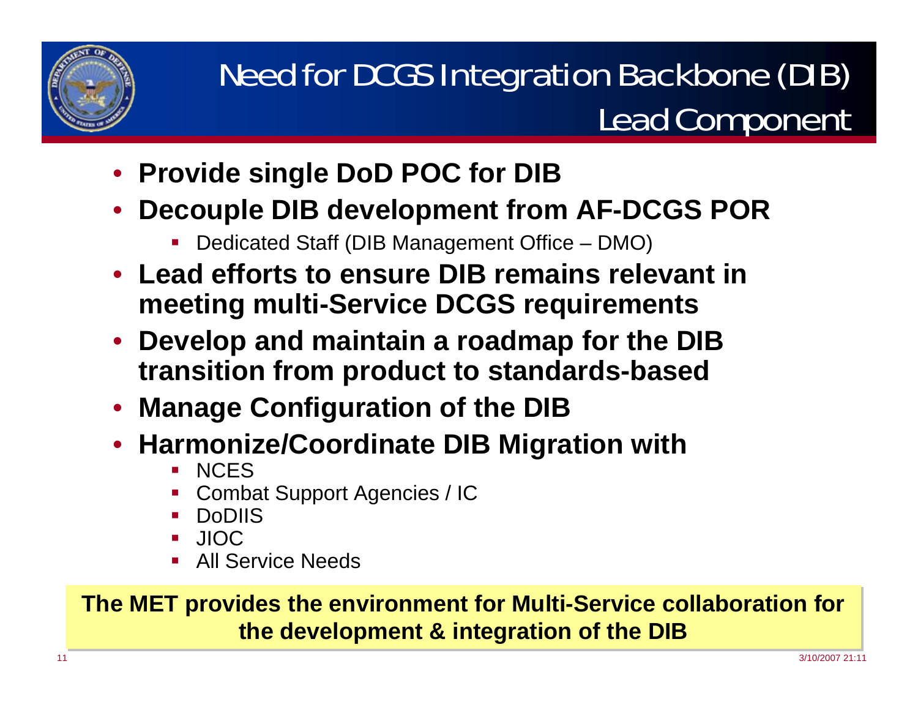# Need for DCGS Integration Backbone (DIB) Lead Component

- **Provide single DoD POC for DIB**
- **Decouple DIB development from AF-DCGS POR**
  - Dedicated Staff (DIB Management Office – DMO)
- **Lead efforts to ensure DIB remains relevant in meeting multi-Service DCGS requirements**
- **Develop and maintain a roadmap for the DIB transition from product to standards-based**
- **Manage Configuration of the DIB**
- **Harmonize/Coordinate DIB Migration with**
  - NCES
  - Combat Support Agencies / IC
  - DoDIIS
  - JIOC
  - All Service Needs

**The MET provides the environment for Multi-Service collaboration for the development & integration of the DIB**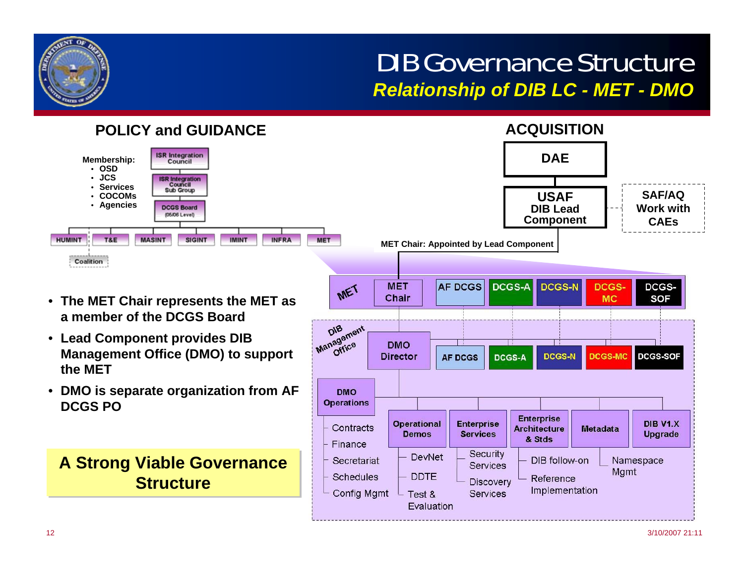# DIB Governance Structure

## *Relationship of DIB LC - MET - DMO*

### POLICY and GUIDANCE

Membership:
- OSD
- JCS
- Services
- COCOMs
- Agencies

ISR Integration Council
ISR Integration Council Sub Group
DCGS Board (05/06 Level)

HUMINT | T&E | MASINT | SIGINT | IMINT | INFRA | MET

Coalition

- The MET Chair represents the MET as a member of the DCGS Board
- Lead Component provides DIB Management Office (DMO) to support the MET
- DMO is separate organization from AF DCGS PO

**A Strong Viable Governance Structure**

### ACQUISITION

DAE

USAF DIB Lead Component

SAF/AQ Work with CAEs

MET Chair: Appointed by Lead Component

MET: MET Chair | AF DCGS | DCGS-A | DCGS-N | DCGS-MC | DCGS-SOF

DIB Management Office: DMO Director | AF DCGS | DCGS-A | DCGS-N | DCGS-MC | DCGS-SOF

DMO Operations
- Contracts
- Finance
- Secretariat
- Schedules
- Config Mgmt

Operational Demos
- DevNet
- DDTE
- Test & Evaluation

Enterprise Services
- Security Services
- Discovery Services

Enterprise Architecture & Stds
- DIB follow-on
- Reference Implementation

Metadata
- Namespace Mgmt

DIB V1.X Upgrade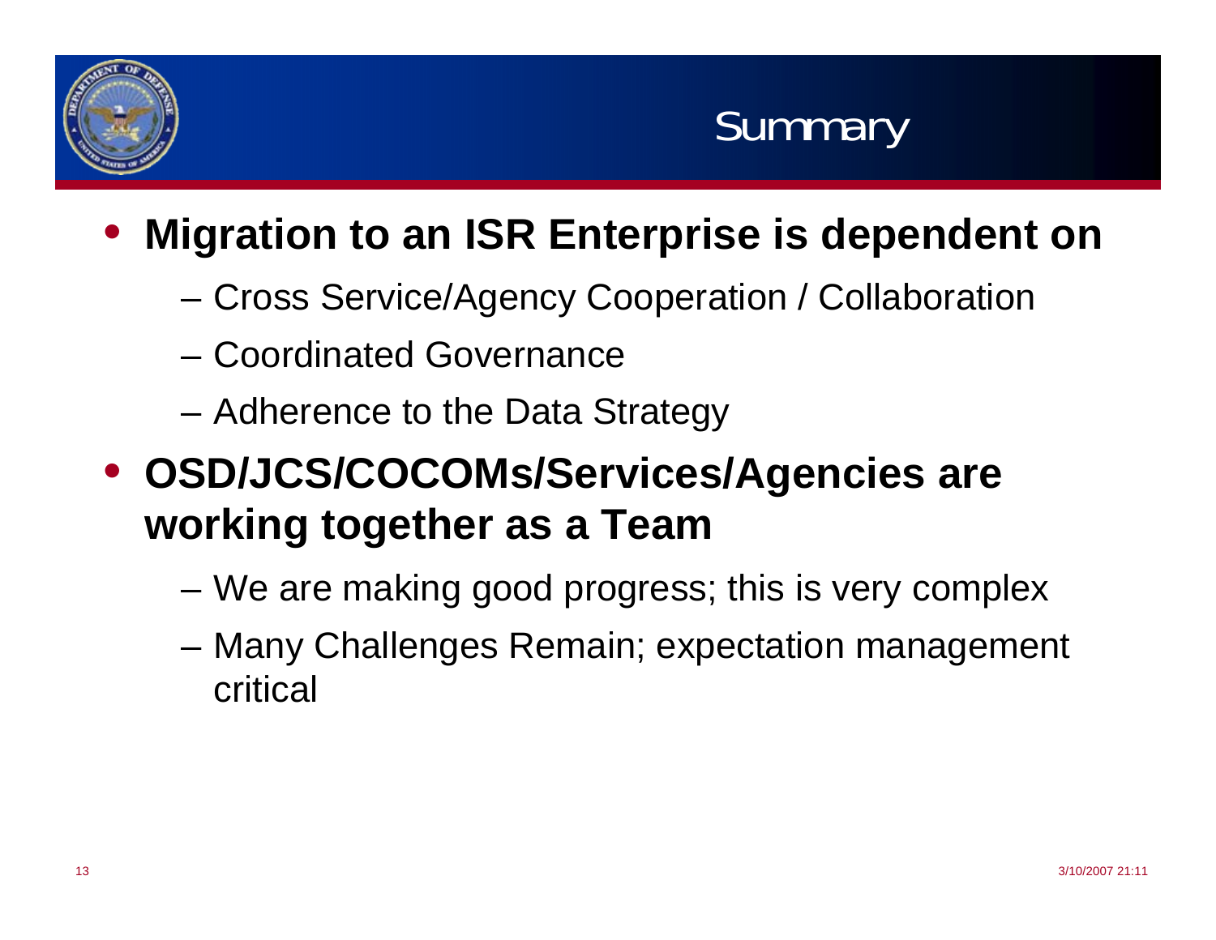# Summary

- **Migration to an ISR Enterprise is dependent on**
  - Cross Service/Agency Cooperation / Collaboration
  - Coordinated Governance
  - Adherence to the Data Strategy
- **OSD/JCS/COCOMs/Services/Agencies are working together as a Team**
  - We are making good progress; this is very complex
  - Many Challenges Remain; expectation management critical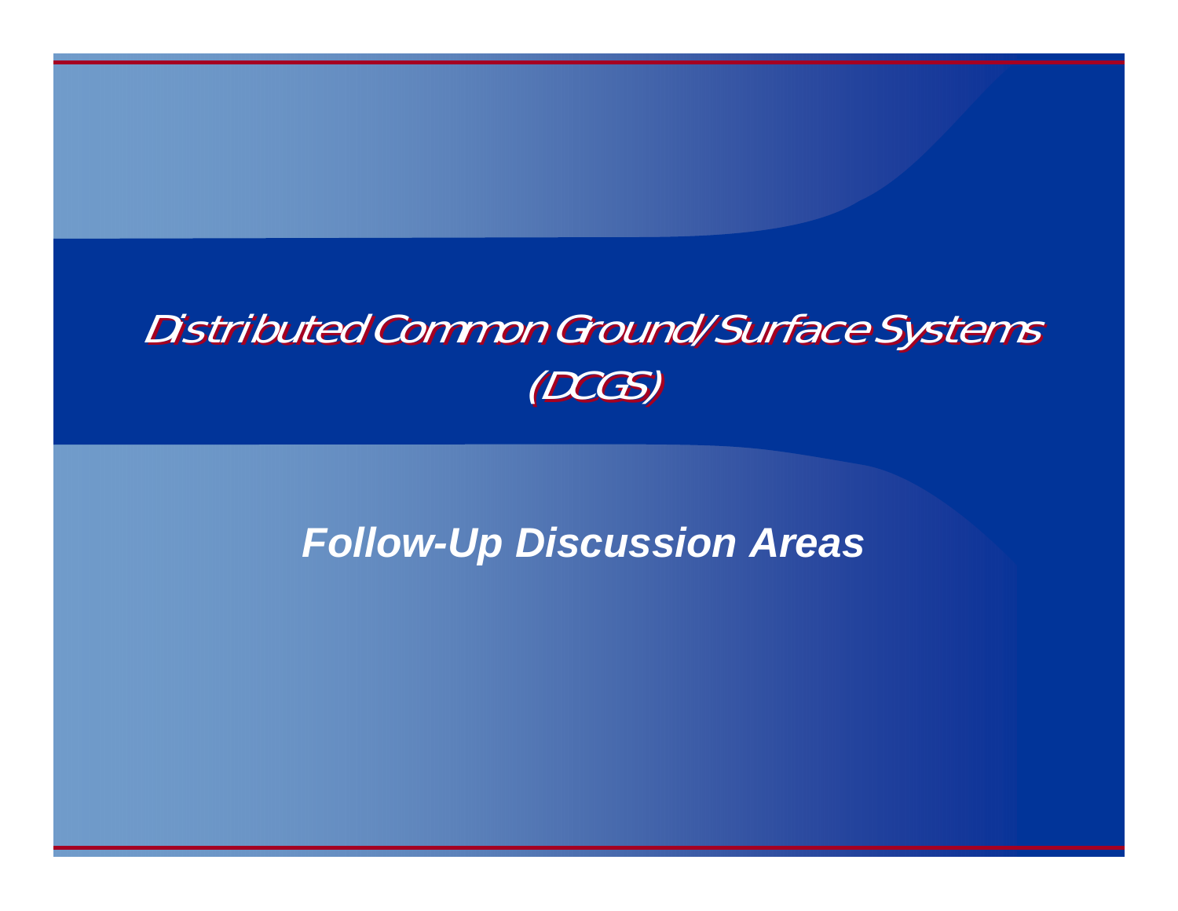# *Distributed Common Ground/Surface Systems (DCGS)*

## ***Follow-Up Discussion Areas***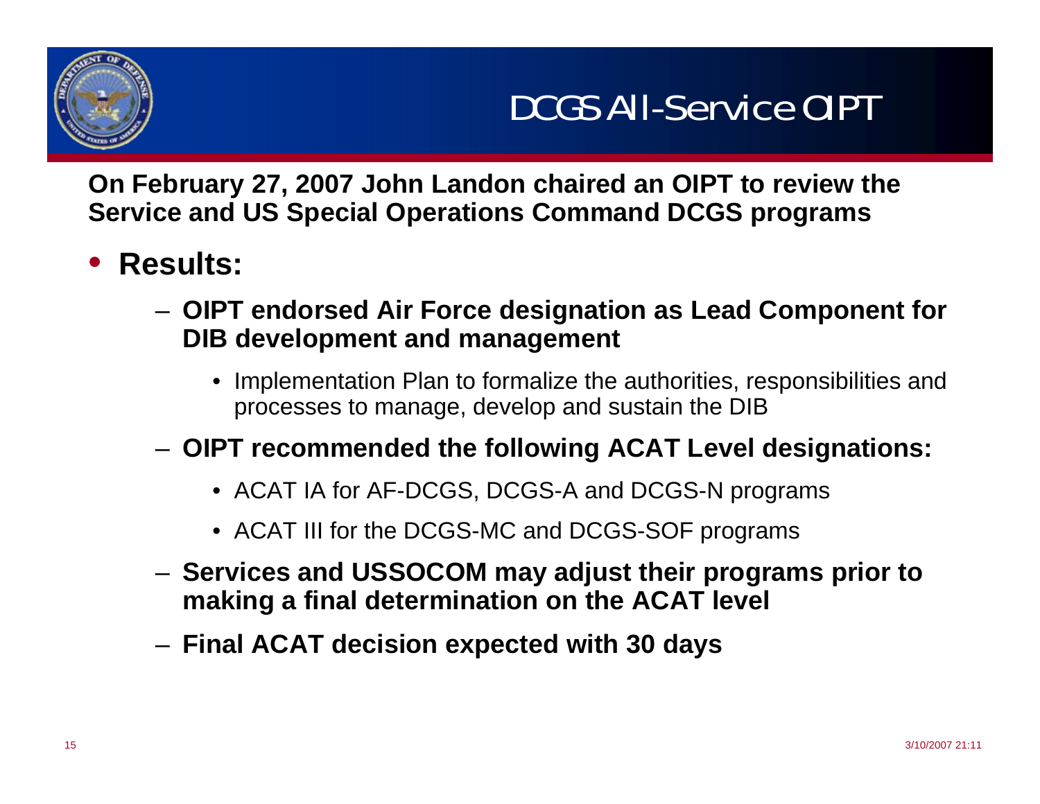# DCGS All-Service OIPT

**On February 27, 2007 John Landon chaired an OIPT to review the Service and US Special Operations Command DCGS programs**

- **Results:**
  - **OIPT endorsed Air Force designation as Lead Component for DIB development and management**
    - Implementation Plan to formalize the authorities, responsibilities and processes to manage, develop and sustain the DIB
  - **OIPT recommended the following ACAT Level designations:**
    - ACAT IA for AF-DCGS, DCGS-A and DCGS-N programs
    - ACAT III for the DCGS-MC and DCGS-SOF programs
  - **Services and USSOCOM may adjust their programs prior to making a final determination on the ACAT level**
  - **Final ACAT decision expected with 30 days**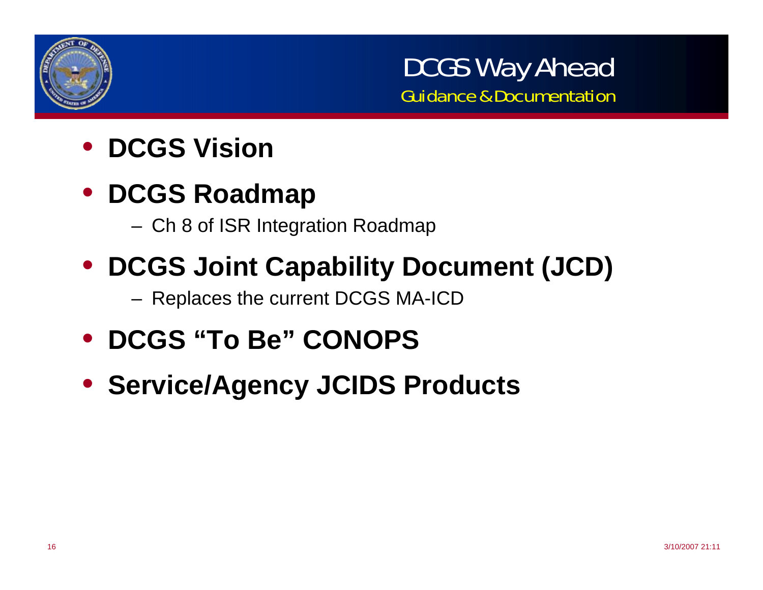# DCGS Way Ahead

## Guidance & Documentation

- **DCGS Vision**
- **DCGS Roadmap**
  - Ch 8 of ISR Integration Roadmap
- **DCGS Joint Capability Document (JCD)**
  - Replaces the current DCGS MA-ICD
- **DCGS "To Be" CONOPS**
- **Service/Agency JCIDS Products**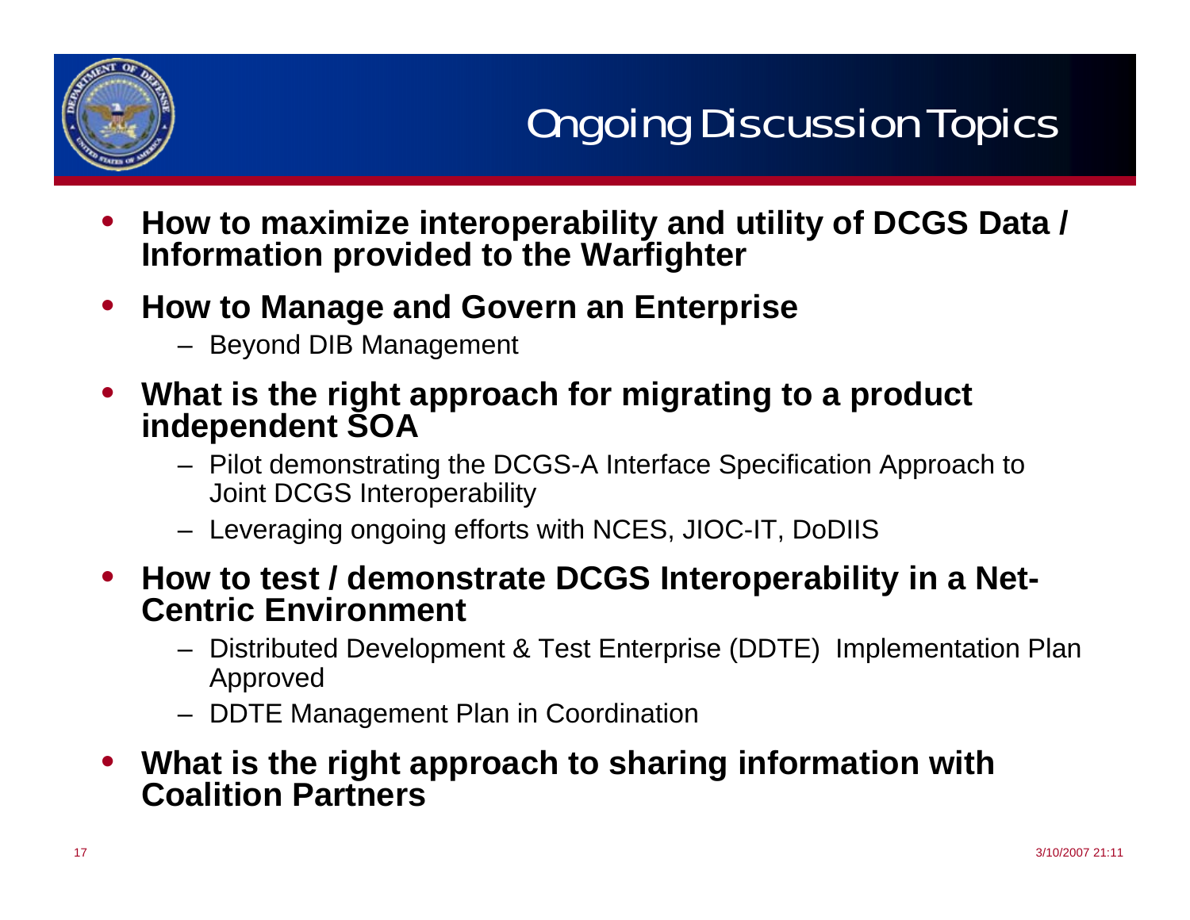# Ongoing Discussion Topics

- **How to maximize interoperability and utility of DCGS Data / Information provided to the Warfighter**
- **How to Manage and Govern an Enterprise**
  - Beyond DIB Management
- **What is the right approach for migrating to a product independent SOA**
  - Pilot demonstrating the DCGS-A Interface Specification Approach to Joint DCGS Interoperability
  - Leveraging ongoing efforts with NCES, JIOC-IT, DoDIIS
- **How to test / demonstrate DCGS Interoperability in a Net-Centric Environment**
  - Distributed Development & Test Enterprise (DDTE) Implementation Plan Approved
  - DDTE Management Plan in Coordination
- **What is the right approach to sharing information with Coalition Partners**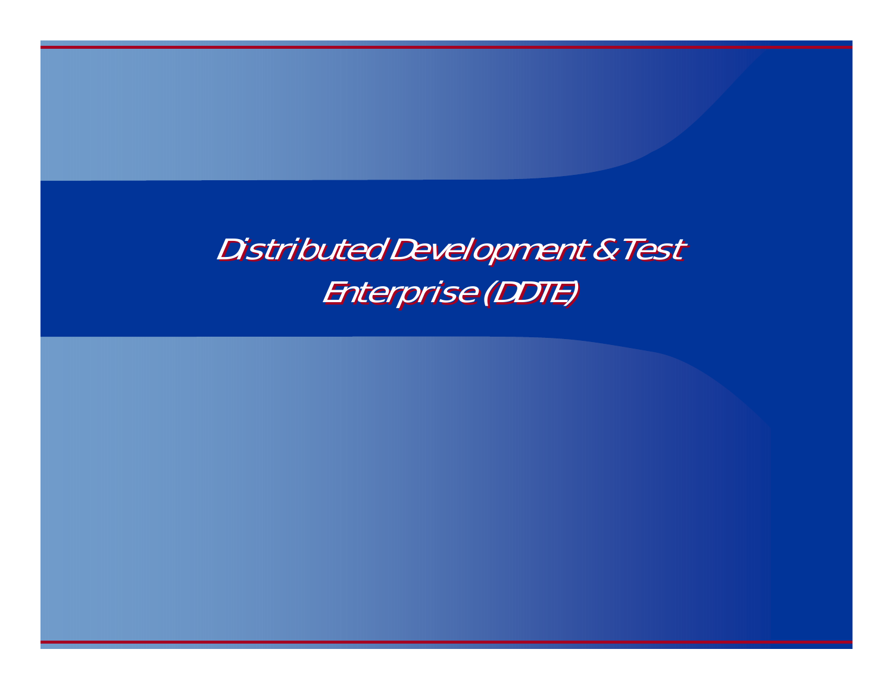# Distributed Development & Test Enterprise (DDTE)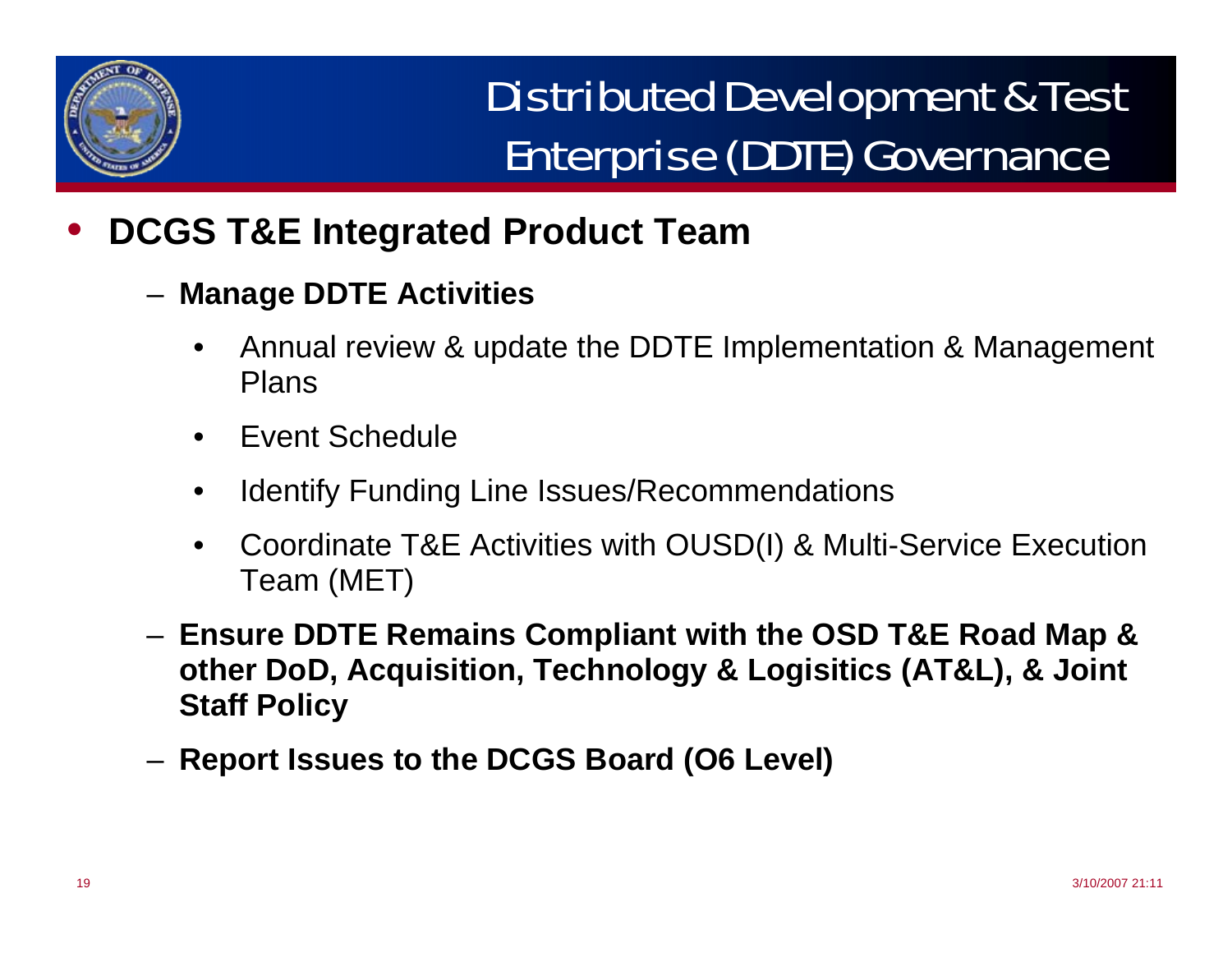# Distributed Development & Test Enterprise (DDTE) Governance

- **DCGS T&E Integrated Product Team**
  - **Manage DDTE Activities**
    - Annual review & update the DDTE Implementation & Management Plans
    - Event Schedule
    - Identify Funding Line Issues/Recommendations
    - Coordinate T&E Activities with OUSD(I) & Multi-Service Execution Team (MET)
  - **Ensure DDTE Remains Compliant with the OSD T&E Road Map & other DoD, Acquisition, Technology & Logisitics (AT&L), & Joint Staff Policy**
  - **Report Issues to the DCGS Board (O6 Level)**

3/10/2007 21:11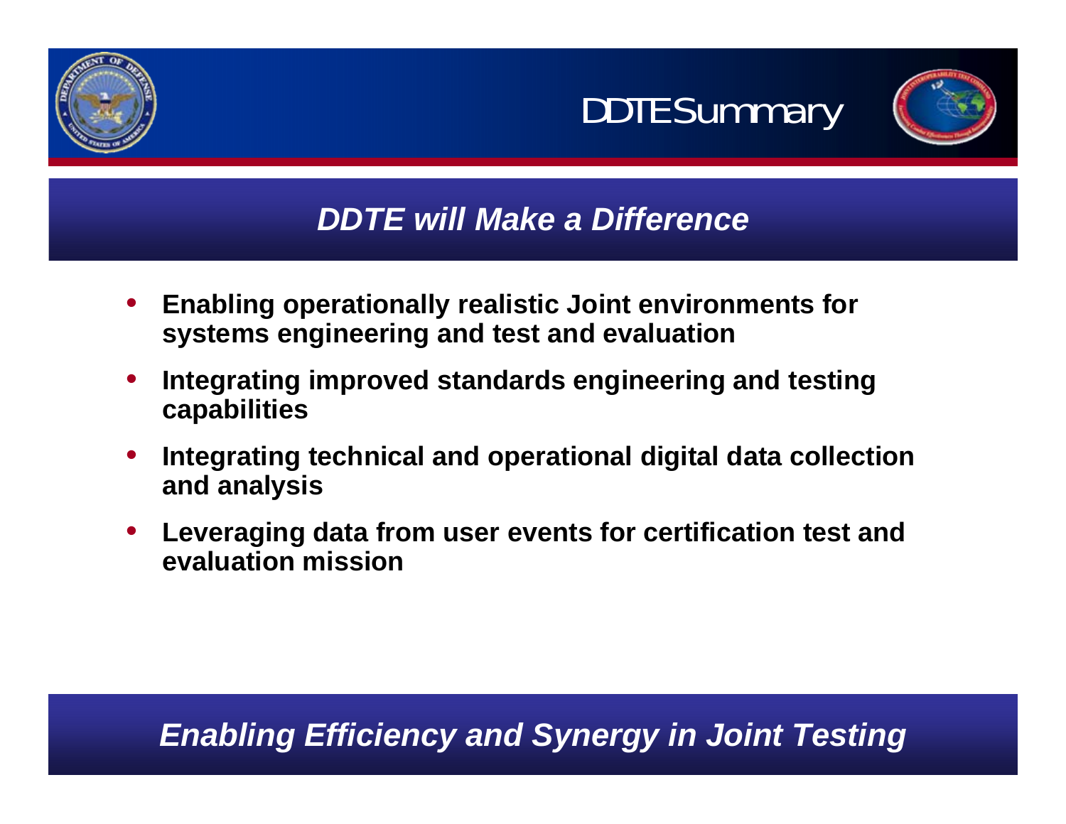# DDTE Summary

## *DDTE will Make a Difference*

- **Enabling operationally realistic Joint environments for systems engineering and test and evaluation**
- **Integrating improved standards engineering and testing capabilities**
- **Integrating technical and operational digital data collection and analysis**
- **Leveraging data from user events for certification test and evaluation mission**

***Enabling Efficiency and Synergy in Joint Testing***